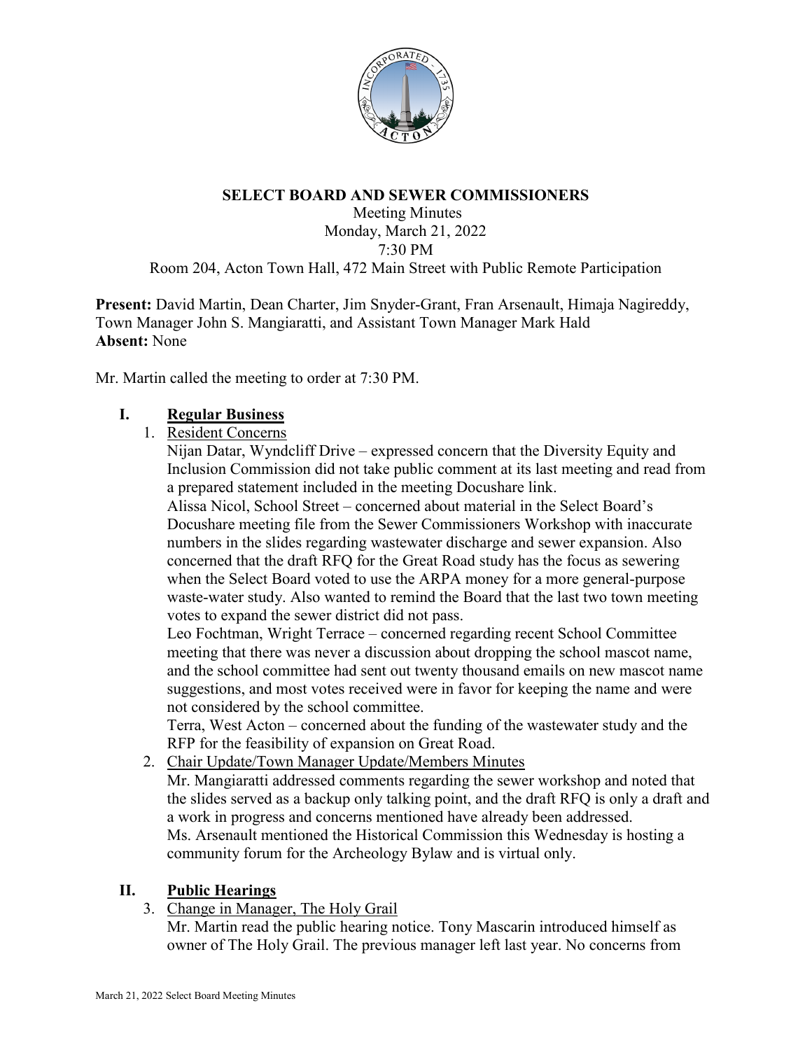# SELECT BOARD AND SEWER COMMISSIONERS

Meeting Minutes
Monday, March 21, 2022
7:30 PM
Room 204, Acton Town Hall, 472 Main Street with Public Remote Participation

**Present:** David Martin, Dean Charter, Jim Snyder-Grant, Fran Arsenault, Himaja Nagireddy, Town Manager John S. Mangiaratti, and Assistant Town Manager Mark Hald
**Absent:** None

Mr. Martin called the meeting to order at 7:30 PM.

## I. Regular Business

1. Resident Concerns

   Nijan Datar, Wyndcliff Drive – expressed concern that the Diversity Equity and Inclusion Commission did not take public comment at its last meeting and read from a prepared statement included in the meeting Docushare link.

   Alissa Nicol, School Street – concerned about material in the Select Board's Docushare meeting file from the Sewer Commissioners Workshop with inaccurate numbers in the slides regarding wastewater discharge and sewer expansion. Also concerned that the draft RFQ for the Great Road study has the focus as sewering when the Select Board voted to use the ARPA money for a more general-purpose waste-water study. Also wanted to remind the Board that the last two town meeting votes to expand the sewer district did not pass.

   Leo Fochtman, Wright Terrace – concerned regarding recent School Committee meeting that there was never a discussion about dropping the school mascot name, and the school committee had sent out twenty thousand emails on new mascot name suggestions, and most votes received were in favor for keeping the name and were not considered by the school committee.

   Terra, West Acton – concerned about the funding of the wastewater study and the RFP for the feasibility of expansion on Great Road.

2. Chair Update/Town Manager Update/Members Minutes

   Mr. Mangiaratti addressed comments regarding the sewer workshop and noted that the slides served as a backup only talking point, and the draft RFQ is only a draft and a work in progress and concerns mentioned have already been addressed.

   Ms. Arsenault mentioned the Historical Commission this Wednesday is hosting a community forum for the Archeology Bylaw and is virtual only.

## II. Public Hearings

3. Change in Manager, The Holy Grail

   Mr. Martin read the public hearing notice. Tony Mascarin introduced himself as owner of The Holy Grail. The previous manager left last year. No concerns from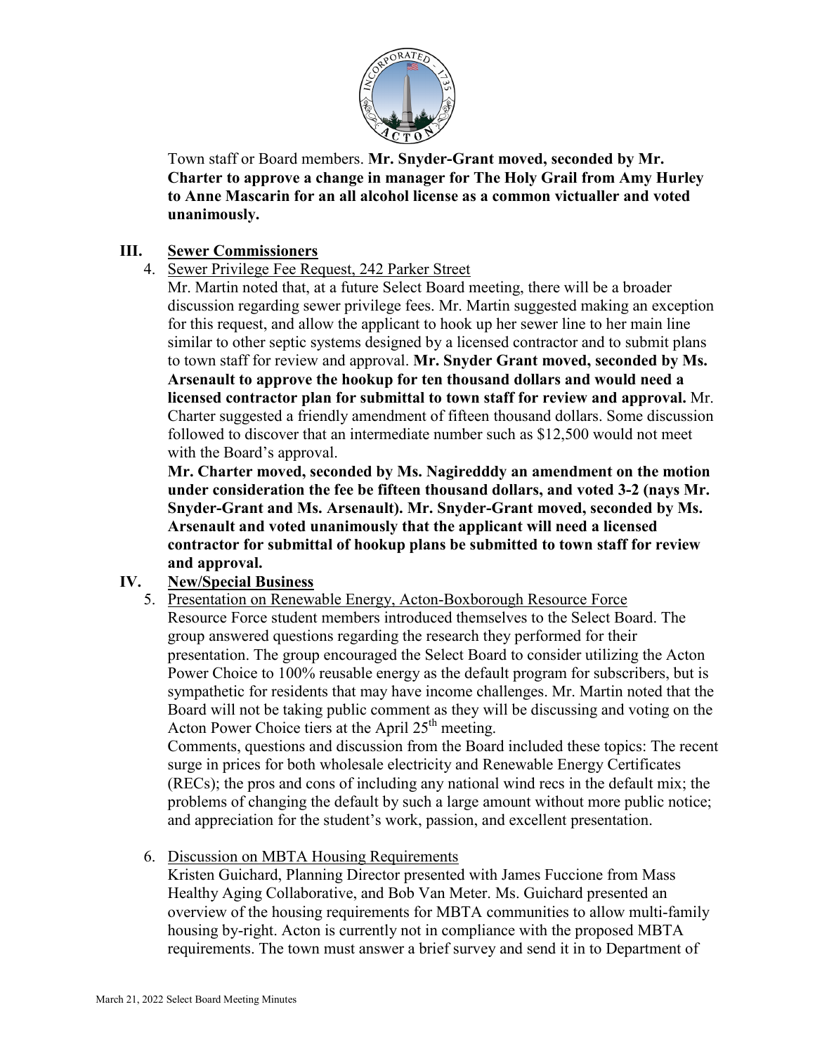Town staff or Board members. **Mr. Snyder-Grant moved, seconded by Mr. Charter to approve a change in manager for The Holy Grail from Amy Hurley to Anne Mascarin for an all alcohol license as a common victualler and voted unanimously.**

## III. Sewer Commissioners

4. Sewer Privilege Fee Request, 242 Parker Street

Mr. Martin noted that, at a future Select Board meeting, there will be a broader discussion regarding sewer privilege fees. Mr. Martin suggested making an exception for this request, and allow the applicant to hook up her sewer line to her main line similar to other septic systems designed by a licensed contractor and to submit plans to town staff for review and approval. **Mr. Snyder Grant moved, seconded by Ms. Arsenault to approve the hookup for ten thousand dollars and would need a licensed contractor plan for submittal to town staff for review and approval.** Mr. Charter suggested a friendly amendment of fifteen thousand dollars. Some discussion followed to discover that an intermediate number such as $12,500 would not meet with the Board's approval.

**Mr. Charter moved, seconded by Ms. Nagiredddy an amendment on the motion under consideration the fee be fifteen thousand dollars, and voted 3-2 (nays Mr. Snyder-Grant and Ms. Arsenault). Mr. Snyder-Grant moved, seconded by Ms. Arsenault and voted unanimously that the applicant will need a licensed contractor for submittal of hookup plans be submitted to town staff for review and approval.**

## IV. New/Special Business

5. Presentation on Renewable Energy, Acton-Boxborough Resource Force

Resource Force student members introduced themselves to the Select Board. The group answered questions regarding the research they performed for their presentation. The group encouraged the Select Board to consider utilizing the Acton Power Choice to 100% reusable energy as the default program for subscribers, but is sympathetic for residents that may have income challenges. Mr. Martin noted that the Board will not be taking public comment as they will be discussing and voting on the Acton Power Choice tiers at the April 25th meeting.

Comments, questions and discussion from the Board included these topics: The recent surge in prices for both wholesale electricity and Renewable Energy Certificates (RECs); the pros and cons of including any national wind recs in the default mix; the problems of changing the default by such a large amount without more public notice; and appreciation for the student's work, passion, and excellent presentation.

6. Discussion on MBTA Housing Requirements

Kristen Guichard, Planning Director presented with James Fuccione from Mass Healthy Aging Collaborative, and Bob Van Meter. Ms. Guichard presented an overview of the housing requirements for MBTA communities to allow multi-family housing by-right. Acton is currently not in compliance with the proposed MBTA requirements. The town must answer a brief survey and send it in to Department of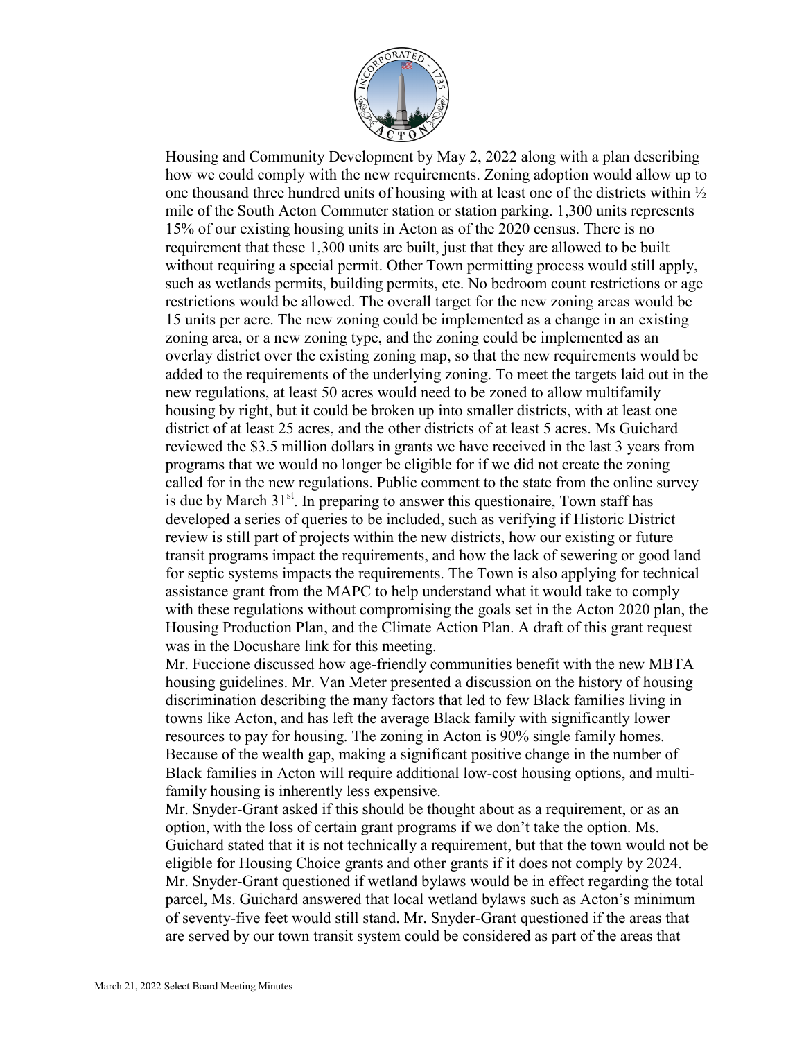Housing and Community Development by May 2, 2022 along with a plan describing how we could comply with the new requirements. Zoning adoption would allow up to one thousand three hundred units of housing with at least one of the districts within ½ mile of the South Acton Commuter station or station parking. 1,300 units represents 15% of our existing housing units in Acton as of the 2020 census. There is no requirement that these 1,300 units are built, just that they are allowed to be built without requiring a special permit. Other Town permitting process would still apply, such as wetlands permits, building permits, etc. No bedroom count restrictions or age restrictions would be allowed. The overall target for the new zoning areas would be 15 units per acre. The new zoning could be implemented as a change in an existing zoning area, or a new zoning type, and the zoning could be implemented as an overlay district over the existing zoning map, so that the new requirements would be added to the requirements of the underlying zoning. To meet the targets laid out in the new regulations, at least 50 acres would need to be zoned to allow multifamily housing by right, but it could be broken up into smaller districts, with at least one district of at least 25 acres, and the other districts of at least 5 acres. Ms Guichard reviewed the $3.5 million dollars in grants we have received in the last 3 years from programs that we would no longer be eligible for if we did not create the zoning called for in the new regulations. Public comment to the state from the online survey is due by March 31st. In preparing to answer this questionaire, Town staff has developed a series of queries to be included, such as verifying if Historic District review is still part of projects within the new districts, how our existing or future transit programs impact the requirements, and how the lack of sewering or good land for septic systems impacts the requirements. The Town is also applying for technical assistance grant from the MAPC to help understand what it would take to comply with these regulations without compromising the goals set in the Acton 2020 plan, the Housing Production Plan, and the Climate Action Plan. A draft of this grant request was in the Docushare link for this meeting.

Mr. Fuccione discussed how age-friendly communities benefit with the new MBTA housing guidelines. Mr. Van Meter presented a discussion on the history of housing discrimination describing the many factors that led to few Black families living in towns like Acton, and has left the average Black family with significantly lower resources to pay for housing. The zoning in Acton is 90% single family homes. Because of the wealth gap, making a significant positive change in the number of Black families in Acton will require additional low-cost housing options, and multi-family housing is inherently less expensive.

Mr. Snyder-Grant asked if this should be thought about as a requirement, or as an option, with the loss of certain grant programs if we don't take the option. Ms. Guichard stated that it is not technically a requirement, but that the town would not be eligible for Housing Choice grants and other grants if it does not comply by 2024. Mr. Snyder-Grant questioned if wetland bylaws would be in effect regarding the total parcel, Ms. Guichard answered that local wetland bylaws such as Acton's minimum of seventy-five feet would still stand. Mr. Snyder-Grant questioned if the areas that are served by our town transit system could be considered as part of the areas that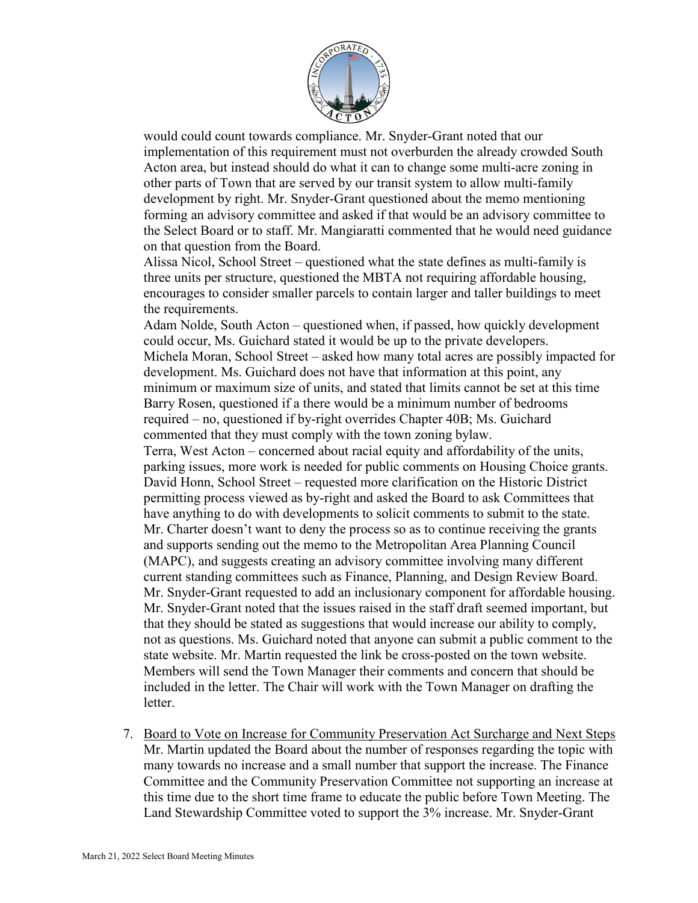would could count towards compliance. Mr. Snyder-Grant noted that our implementation of this requirement must not overburden the already crowded South Acton area, but instead should do what it can to change some multi-acre zoning in other parts of Town that are served by our transit system to allow multi-family development by right. Mr. Snyder-Grant questioned about the memo mentioning forming an advisory committee and asked if that would be an advisory committee to the Select Board or to staff. Mr. Mangiaratti commented that he would need guidance on that question from the Board.

Alissa Nicol, School Street – questioned what the state defines as multi-family is three units per structure, questioned the MBTA not requiring affordable housing, encourages to consider smaller parcels to contain larger and taller buildings to meet the requirements.

Adam Nolde, South Acton – questioned when, if passed, how quickly development could occur, Ms. Guichard stated it would be up to the private developers.

Michela Moran, School Street – asked how many total acres are possibly impacted for development. Ms. Guichard does not have that information at this point, any minimum or maximum size of units, and stated that limits cannot be set at this time

Barry Rosen, questioned if a there would be a minimum number of bedrooms required – no, questioned if by-right overrides Chapter 40B; Ms. Guichard commented that they must comply with the town zoning bylaw.

Terra, West Acton – concerned about racial equity and affordability of the units, parking issues, more work is needed for public comments on Housing Choice grants.

David Honn, School Street – requested more clarification on the Historic District permitting process viewed as by-right and asked the Board to ask Committees that have anything to do with developments to solicit comments to submit to the state.

Mr. Charter doesn't want to deny the process so as to continue receiving the grants and supports sending out the memo to the Metropolitan Area Planning Council (MAPC), and suggests creating an advisory committee involving many different current standing committees such as Finance, Planning, and Design Review Board. Mr. Snyder-Grant requested to add an inclusionary component for affordable housing. Mr. Snyder-Grant noted that the issues raised in the staff draft seemed important, but that they should be stated as suggestions that would increase our ability to comply, not as questions. Ms. Guichard noted that anyone can submit a public comment to the state website. Mr. Martin requested the link be cross-posted on the town website. Members will send the Town Manager their comments and concern that should be included in the letter. The Chair will work with the Town Manager on drafting the letter.

7. Board to Vote on Increase for Community Preservation Act Surcharge and Next Steps
   Mr. Martin updated the Board about the number of responses regarding the topic with many towards no increase and a small number that support the increase. The Finance Committee and the Community Preservation Committee not supporting an increase at this time due to the short time frame to educate the public before Town Meeting. The Land Stewardship Committee voted to support the 3% increase. Mr. Snyder-Grant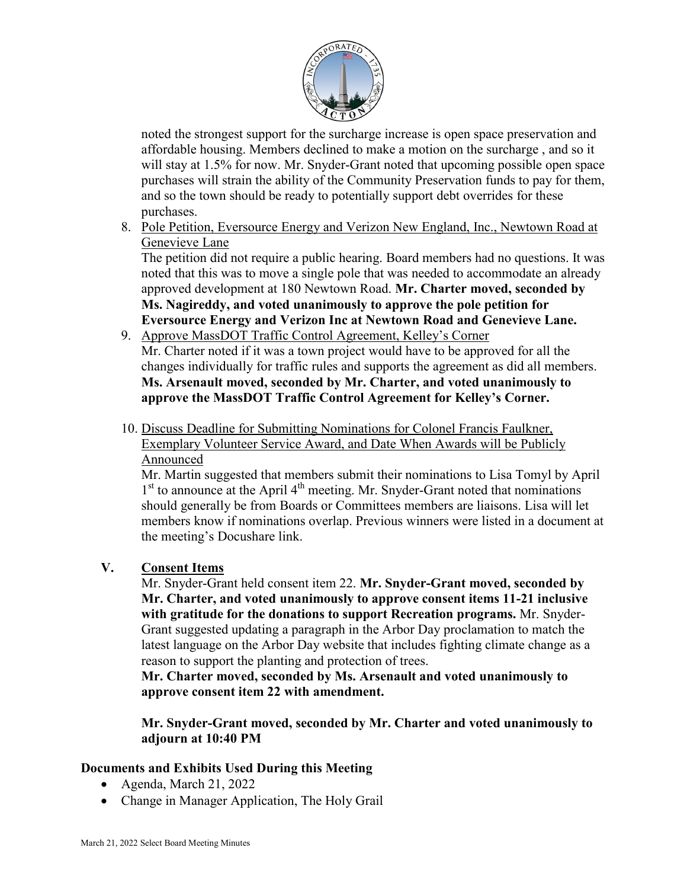noted the strongest support for the surcharge increase is open space preservation and affordable housing. Members declined to make a motion on the surcharge , and so it will stay at 1.5% for now. Mr. Snyder-Grant noted that upcoming possible open space purchases will strain the ability of the Community Preservation funds to pay for them, and so the town should be ready to potentially support debt overrides for these purchases.

8. Pole Petition, Eversource Energy and Verizon New England, Inc., Newtown Road at Genevieve Lane
   The petition did not require a public hearing. Board members had no questions. It was noted that this was to move a single pole that was needed to accommodate an already approved development at 180 Newtown Road. **Mr. Charter moved, seconded by Ms. Nagireddy, and voted unanimously to approve the pole petition for Eversource Energy and Verizon Inc at Newtown Road and Genevieve Lane.**
9. Approve MassDOT Traffic Control Agreement, Kelley's Corner
   Mr. Charter noted if it was a town project would have to be approved for all the changes individually for traffic rules and supports the agreement as did all members. **Ms. Arsenault moved, seconded by Mr. Charter, and voted unanimously to approve the MassDOT Traffic Control Agreement for Kelley's Corner.**

10. Discuss Deadline for Submitting Nominations for Colonel Francis Faulkner, Exemplary Volunteer Service Award, and Date When Awards will be Publicly Announced
    Mr. Martin suggested that members submit their nominations to Lisa Tomyl by April 1st to announce at the April 4th meeting. Mr. Snyder-Grant noted that nominations should generally be from Boards or Committees members are liaisons. Lisa will let members know if nominations overlap. Previous winners were listed in a document at the meeting's Docushare link.

## V. Consent Items

Mr. Snyder-Grant held consent item 22. **Mr. Snyder-Grant moved, seconded by Mr. Charter, and voted unanimously to approve consent items 11-21 inclusive with gratitude for the donations to support Recreation programs.** Mr. Snyder-Grant suggested updating a paragraph in the Arbor Day proclamation to match the latest language on the Arbor Day website that includes fighting climate change as a reason to support the planting and protection of trees.
**Mr. Charter moved, seconded by Ms. Arsenault and voted unanimously to approve consent item 22 with amendment.**

**Mr. Snyder-Grant moved, seconded by Mr. Charter and voted unanimously to adjourn at 10:40 PM**

### Documents and Exhibits Used During this Meeting

- Agenda, March 21, 2022
- Change in Manager Application, The Holy Grail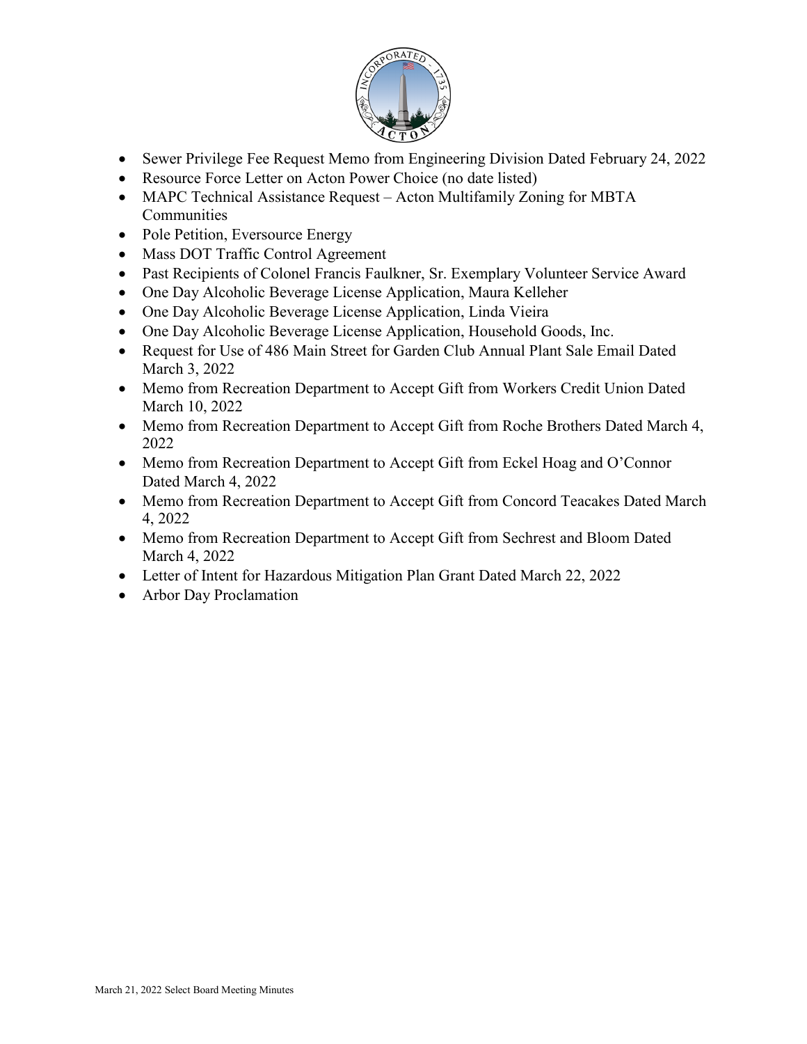- Sewer Privilege Fee Request Memo from Engineering Division Dated February 24, 2022
- Resource Force Letter on Acton Power Choice (no date listed)
- MAPC Technical Assistance Request – Acton Multifamily Zoning for MBTA Communities
- Pole Petition, Eversource Energy
- Mass DOT Traffic Control Agreement
- Past Recipients of Colonel Francis Faulkner, Sr. Exemplary Volunteer Service Award
- One Day Alcoholic Beverage License Application, Maura Kelleher
- One Day Alcoholic Beverage License Application, Linda Vieira
- One Day Alcoholic Beverage License Application, Household Goods, Inc.
- Request for Use of 486 Main Street for Garden Club Annual Plant Sale Email Dated March 3, 2022
- Memo from Recreation Department to Accept Gift from Workers Credit Union Dated March 10, 2022
- Memo from Recreation Department to Accept Gift from Roche Brothers Dated March 4, 2022
- Memo from Recreation Department to Accept Gift from Eckel Hoag and O'Connor Dated March 4, 2022
- Memo from Recreation Department to Accept Gift from Concord Teacakes Dated March 4, 2022
- Memo from Recreation Department to Accept Gift from Sechrest and Bloom Dated March 4, 2022
- Letter of Intent for Hazardous Mitigation Plan Grant Dated March 22, 2022
- Arbor Day Proclamation